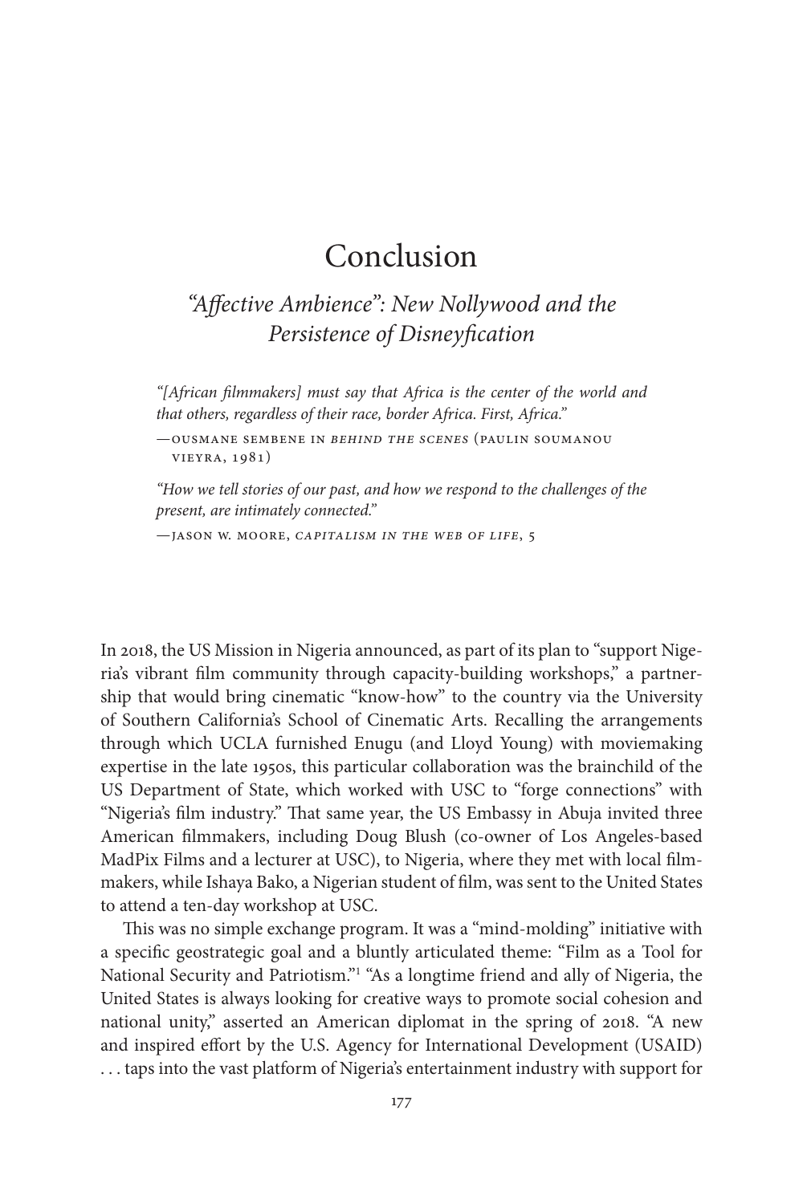# Conclusion

## *"Affective Ambience": New Nollywood and the Persistence of Disneyfication*

> *"[African filmmakers] must say that Africa is the center of the world and that others, regardless of their race, border Africa. First, Africa."*
>
> —OUSMANE SEMBENE IN *BEHIND THE SCENES* (PAULIN SOUMANOU VIEYRA, 1981)

> *"How we tell stories of our past, and how we respond to the challenges of the present, are intimately connected."*
>
> —JASON W. MOORE, *CAPITALISM IN THE WEB OF LIFE*, 5

In 2018, the US Mission in Nigeria announced, as part of its plan to "support Nigeria's vibrant film community through capacity-building workshops," a partnership that would bring cinematic "know-how" to the country via the University of Southern California's School of Cinematic Arts. Recalling the arrangements through which UCLA furnished Enugu (and Lloyd Young) with moviemaking expertise in the late 1950s, this particular collaboration was the brainchild of the US Department of State, which worked with USC to "forge connections" with "Nigeria's film industry." That same year, the US Embassy in Abuja invited three American filmmakers, including Doug Blush (co-owner of Los Angeles-based MadPix Films and a lecturer at USC), to Nigeria, where they met with local filmmakers, while Ishaya Bako, a Nigerian student of film, was sent to the United States to attend a ten-day workshop at USC.

This was no simple exchange program. It was a "mind-molding" initiative with a specific geostrategic goal and a bluntly articulated theme: "Film as a Tool for National Security and Patriotism."[1] "As a longtime friend and ally of Nigeria, the United States is always looking for creative ways to promote social cohesion and national unity," asserted an American diplomat in the spring of 2018. "A new and inspired effort by the U.S. Agency for International Development (USAID) . . . taps into the vast platform of Nigeria's entertainment industry with support for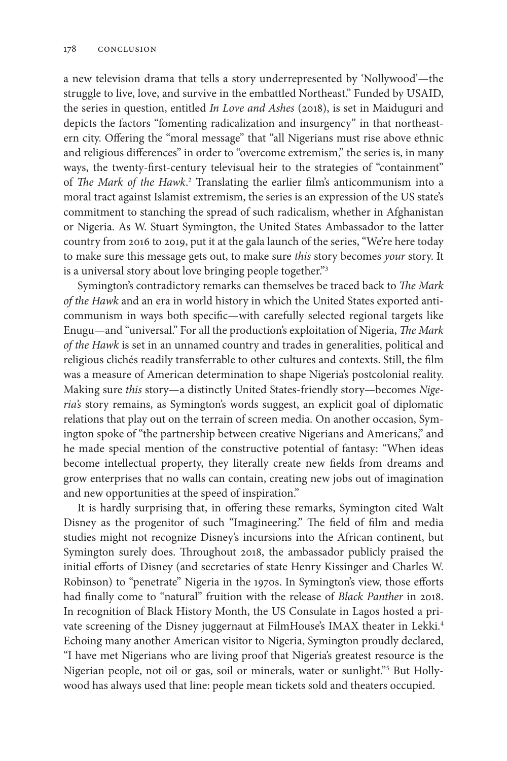a new television drama that tells a story underrepresented by 'Nollywood'—the struggle to live, love, and survive in the embattled Northeast." Funded by USAID, the series in question, entitled *In Love and Ashes* (2018), is set in Maiduguri and depicts the factors "fomenting radicalization and insurgency" in that northeastern city. Offering the "moral message" that "all Nigerians must rise above ethnic and religious differences" in order to "overcome extremism," the series is, in many ways, the twenty-first-century televisual heir to the strategies of "containment" of *The Mark of the Hawk*.[2] Translating the earlier film's anticommunism into a moral tract against Islamist extremism, the series is an expression of the US state's commitment to stanching the spread of such radicalism, whether in Afghanistan or Nigeria. As W. Stuart Symington, the United States Ambassador to the latter country from 2016 to 2019, put it at the gala launch of the series, "We're here today to make sure this message gets out, to make sure *this* story becomes *your* story. It is a universal story about love bringing people together."[3]

Symington's contradictory remarks can themselves be traced back to *The Mark of the Hawk* and an era in world history in which the United States exported anticommunism in ways both specific—with carefully selected regional targets like Enugu—and "universal." For all the production's exploitation of Nigeria, *The Mark of the Hawk* is set in an unnamed country and trades in generalities, political and religious clichés readily transferrable to other cultures and contexts. Still, the film was a measure of American determination to shape Nigeria's postcolonial reality. Making sure *this* story—a distinctly United States-friendly story—becomes *Nigeria's* story remains, as Symington's words suggest, an explicit goal of diplomatic relations that play out on the terrain of screen media. On another occasion, Symington spoke of "the partnership between creative Nigerians and Americans," and he made special mention of the constructive potential of fantasy: "When ideas become intellectual property, they literally create new fields from dreams and grow enterprises that no walls can contain, creating new jobs out of imagination and new opportunities at the speed of inspiration."

It is hardly surprising that, in offering these remarks, Symington cited Walt Disney as the progenitor of such "Imagineering." The field of film and media studies might not recognize Disney's incursions into the African continent, but Symington surely does. Throughout 2018, the ambassador publicly praised the initial efforts of Disney (and secretaries of state Henry Kissinger and Charles W. Robinson) to "penetrate" Nigeria in the 1970s. In Symington's view, those efforts had finally come to "natural" fruition with the release of *Black Panther* in 2018. In recognition of Black History Month, the US Consulate in Lagos hosted a private screening of the Disney juggernaut at FilmHouse's IMAX theater in Lekki.[4] Echoing many another American visitor to Nigeria, Symington proudly declared, "I have met Nigerians who are living proof that Nigeria's greatest resource is the Nigerian people, not oil or gas, soil or minerals, water or sunlight."[5] But Hollywood has always used that line: people mean tickets sold and theaters occupied.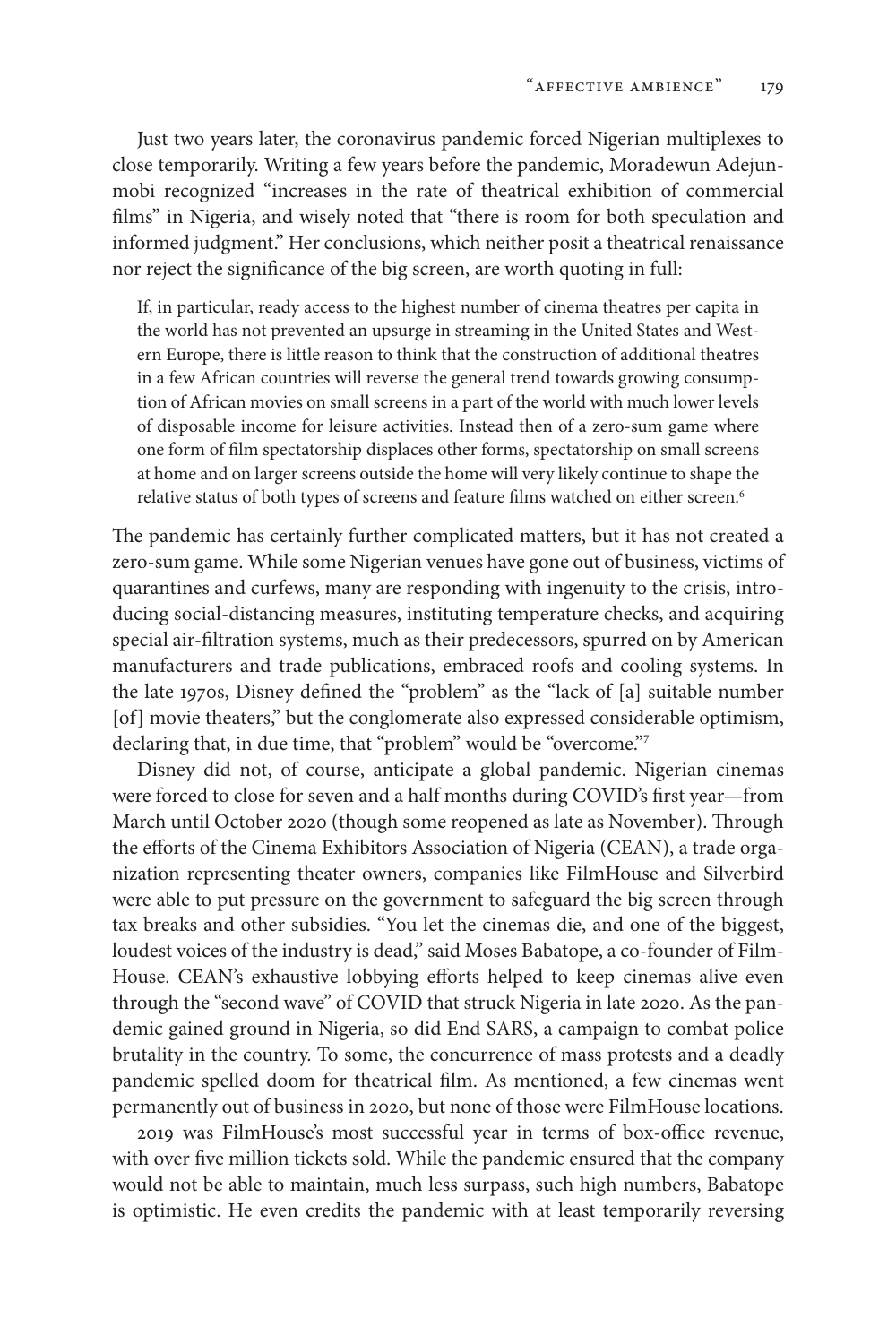Just two years later, the coronavirus pandemic forced Nigerian multiplexes to close temporarily. Writing a few years before the pandemic, Moradewun Adejunmobi recognized "increases in the rate of theatrical exhibition of commercial films" in Nigeria, and wisely noted that "there is room for both speculation and informed judgment." Her conclusions, which neither posit a theatrical renaissance nor reject the significance of the big screen, are worth quoting in full:

> If, in particular, ready access to the highest number of cinema theatres per capita in the world has not prevented an upsurge in streaming in the United States and Western Europe, there is little reason to think that the construction of additional theatres in a few African countries will reverse the general trend towards growing consumption of African movies on small screens in a part of the world with much lower levels of disposable income for leisure activities. Instead then of a zero-sum game where one form of film spectatorship displaces other forms, spectatorship on small screens at home and on larger screens outside the home will very likely continue to shape the relative status of both types of screens and feature films watched on either screen.[6]

The pandemic has certainly further complicated matters, but it has not created a zero-sum game. While some Nigerian venues have gone out of business, victims of quarantines and curfews, many are responding with ingenuity to the crisis, introducing social-distancing measures, instituting temperature checks, and acquiring special air-filtration systems, much as their predecessors, spurred on by American manufacturers and trade publications, embraced roofs and cooling systems. In the late 1970s, Disney defined the "problem" as the "lack of [a] suitable number [of] movie theaters," but the conglomerate also expressed considerable optimism, declaring that, in due time, that "problem" would be "overcome."[7]

Disney did not, of course, anticipate a global pandemic. Nigerian cinemas were forced to close for seven and a half months during COVID's first year—from March until October 2020 (though some reopened as late as November). Through the efforts of the Cinema Exhibitors Association of Nigeria (CEAN), a trade organization representing theater owners, companies like FilmHouse and Silverbird were able to put pressure on the government to safeguard the big screen through tax breaks and other subsidies. "You let the cinemas die, and one of the biggest, loudest voices of the industry is dead," said Moses Babatope, a co-founder of FilmHouse. CEAN's exhaustive lobbying efforts helped to keep cinemas alive even through the "second wave" of COVID that struck Nigeria in late 2020. As the pandemic gained ground in Nigeria, so did End SARS, a campaign to combat police brutality in the country. To some, the concurrence of mass protests and a deadly pandemic spelled doom for theatrical film. As mentioned, a few cinemas went permanently out of business in 2020, but none of those were FilmHouse locations.

2019 was FilmHouse's most successful year in terms of box-office revenue, with over five million tickets sold. While the pandemic ensured that the company would not be able to maintain, much less surpass, such high numbers, Babatope is optimistic. He even credits the pandemic with at least temporarily reversing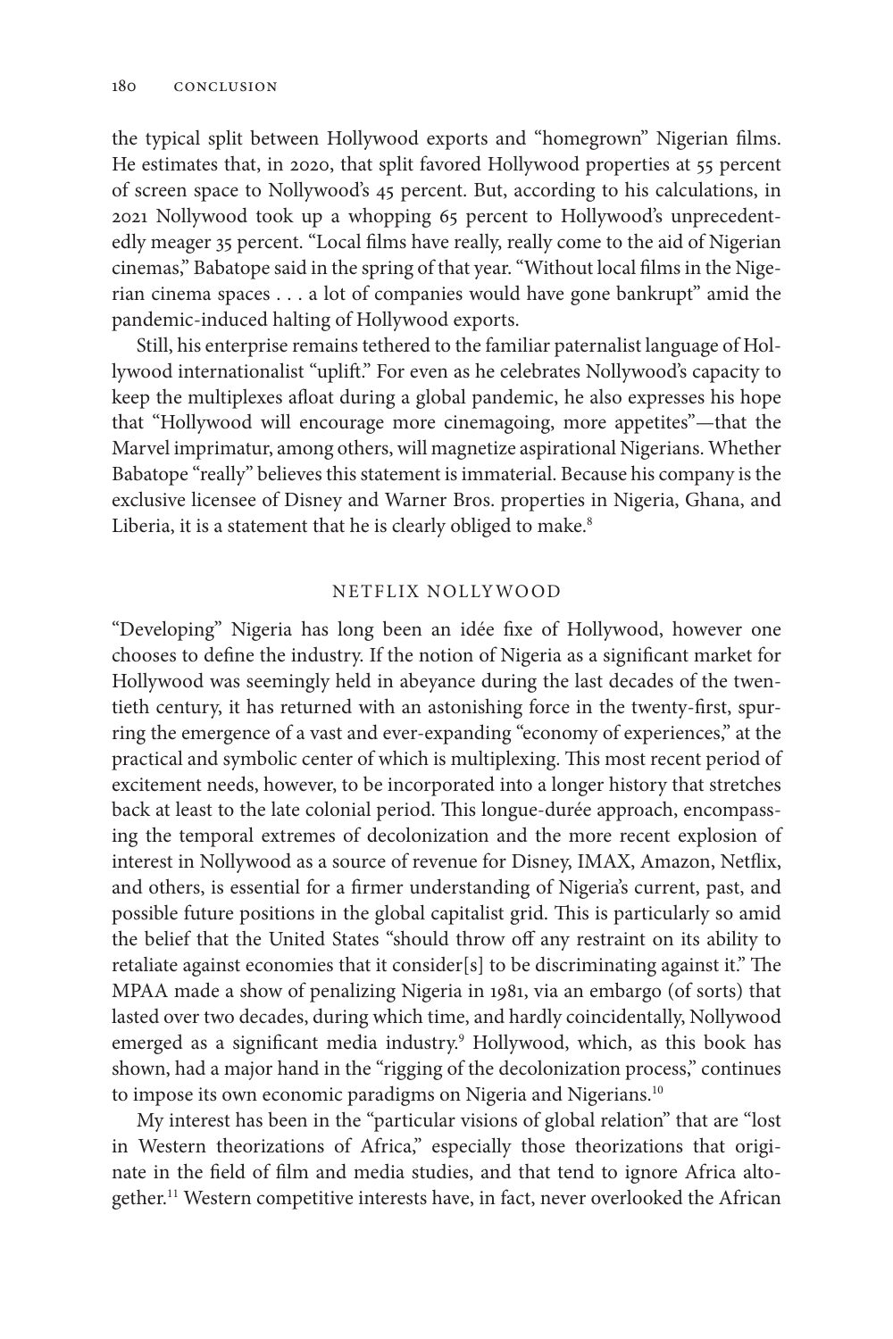the typical split between Hollywood exports and "homegrown" Nigerian films. He estimates that, in 2020, that split favored Hollywood properties at 55 percent of screen space to Nollywood's 45 percent. But, according to his calculations, in 2021 Nollywood took up a whopping 65 percent to Hollywood's unprecedentedly meager 35 percent. "Local films have really, really come to the aid of Nigerian cinemas," Babatope said in the spring of that year. "Without local films in the Nigerian cinema spaces . . . a lot of companies would have gone bankrupt" amid the pandemic-induced halting of Hollywood exports.

Still, his enterprise remains tethered to the familiar paternalist language of Hollywood internationalist "uplift." For even as he celebrates Nollywood's capacity to keep the multiplexes afloat during a global pandemic, he also expresses his hope that "Hollywood will encourage more cinemagoing, more appetites"—that the Marvel imprimatur, among others, will magnetize aspirational Nigerians. Whether Babatope "really" believes this statement is immaterial. Because his company is the exclusive licensee of Disney and Warner Bros. properties in Nigeria, Ghana, and Liberia, it is a statement that he is clearly obliged to make.[8]

## NETFLIX NOLLYWOOD

"Developing" Nigeria has long been an idée fixe of Hollywood, however one chooses to define the industry. If the notion of Nigeria as a significant market for Hollywood was seemingly held in abeyance during the last decades of the twentieth century, it has returned with an astonishing force in the twenty-first, spurring the emergence of a vast and ever-expanding "economy of experiences," at the practical and symbolic center of which is multiplexing. This most recent period of excitement needs, however, to be incorporated into a longer history that stretches back at least to the late colonial period. This longue-durée approach, encompassing the temporal extremes of decolonization and the more recent explosion of interest in Nollywood as a source of revenue for Disney, IMAX, Amazon, Netflix, and others, is essential for a firmer understanding of Nigeria's current, past, and possible future positions in the global capitalist grid. This is particularly so amid the belief that the United States "should throw off any restraint on its ability to retaliate against economies that it consider[s] to be discriminating against it." The MPAA made a show of penalizing Nigeria in 1981, via an embargo (of sorts) that lasted over two decades, during which time, and hardly coincidentally, Nollywood emerged as a significant media industry.[9] Hollywood, which, as this book has shown, had a major hand in the "rigging of the decolonization process," continues to impose its own economic paradigms on Nigeria and Nigerians.[10]

My interest has been in the "particular visions of global relation" that are "lost in Western theorizations of Africa," especially those theorizations that originate in the field of film and media studies, and that tend to ignore Africa altogether.[11] Western competitive interests have, in fact, never overlooked the African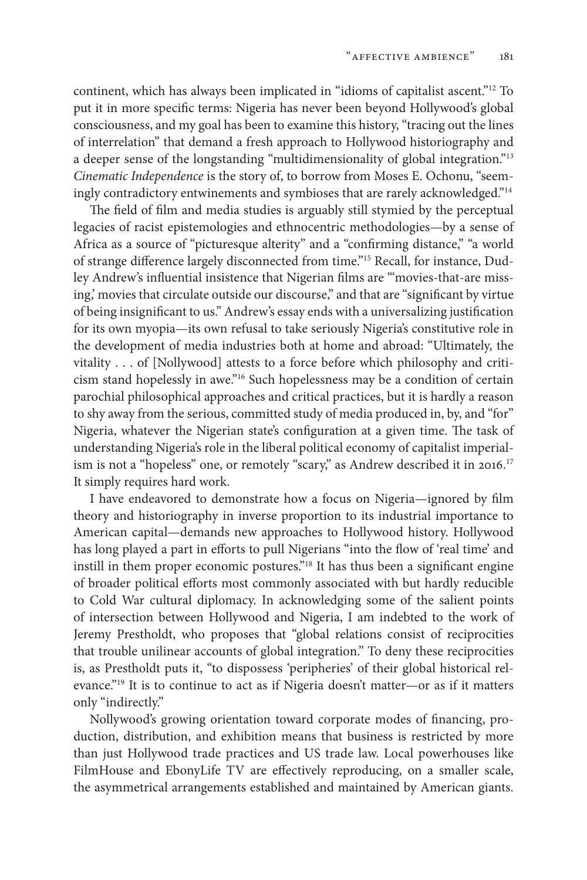continent, which has always been implicated in "idioms of capitalist ascent."[12] To put it in more specific terms: Nigeria has never been beyond Hollywood's global consciousness, and my goal has been to examine this history, "tracing out the lines of interrelation" that demand a fresh approach to Hollywood historiography and a deeper sense of the longstanding "multidimensionality of global integration."[13] *Cinematic Independence* is the story of, to borrow from Moses E. Ochonu, "seemingly contradictory entwinements and symbioses that are rarely acknowledged."[14]

The field of film and media studies is arguably still stymied by the perceptual legacies of racist epistemologies and ethnocentric methodologies—by a sense of Africa as a source of "picturesque alterity" and a "confirming distance," "a world of strange difference largely disconnected from time."[15] Recall, for instance, Dudley Andrew's influential insistence that Nigerian films are "'movies-that-are missing,' movies that circulate outside our discourse," and that are "significant by virtue of being insignificant to us." Andrew's essay ends with a universalizing justification for its own myopia—its own refusal to take seriously Nigeria's constitutive role in the development of media industries both at home and abroad: "Ultimately, the vitality . . . of [Nollywood] attests to a force before which philosophy and criticism stand hopelessly in awe."[16] Such hopelessness may be a condition of certain parochial philosophical approaches and critical practices, but it is hardly a reason to shy away from the serious, committed study of media produced in, by, and "for" Nigeria, whatever the Nigerian state's configuration at a given time. The task of understanding Nigeria's role in the liberal political economy of capitalist imperialism is not a "hopeless" one, or remotely "scary," as Andrew described it in 2016.[17] It simply requires hard work.

I have endeavored to demonstrate how a focus on Nigeria—ignored by film theory and historiography in inverse proportion to its industrial importance to American capital—demands new approaches to Hollywood history. Hollywood has long played a part in efforts to pull Nigerians "into the flow of 'real time' and instill in them proper economic postures."[18] It has thus been a significant engine of broader political efforts most commonly associated with but hardly reducible to Cold War cultural diplomacy. In acknowledging some of the salient points of intersection between Hollywood and Nigeria, I am indebted to the work of Jeremy Prestholdt, who proposes that "global relations consist of reciprocities that trouble unilinear accounts of global integration." To deny these reciprocities is, as Prestholdt puts it, "to dispossess 'peripheries' of their global historical relevance."[19] It is to continue to act as if Nigeria doesn't matter—or as if it matters only "indirectly."

Nollywood's growing orientation toward corporate modes of financing, production, distribution, and exhibition means that business is restricted by more than just Hollywood trade practices and US trade law. Local powerhouses like FilmHouse and EbonyLife TV are effectively reproducing, on a smaller scale, the asymmetrical arrangements established and maintained by American giants.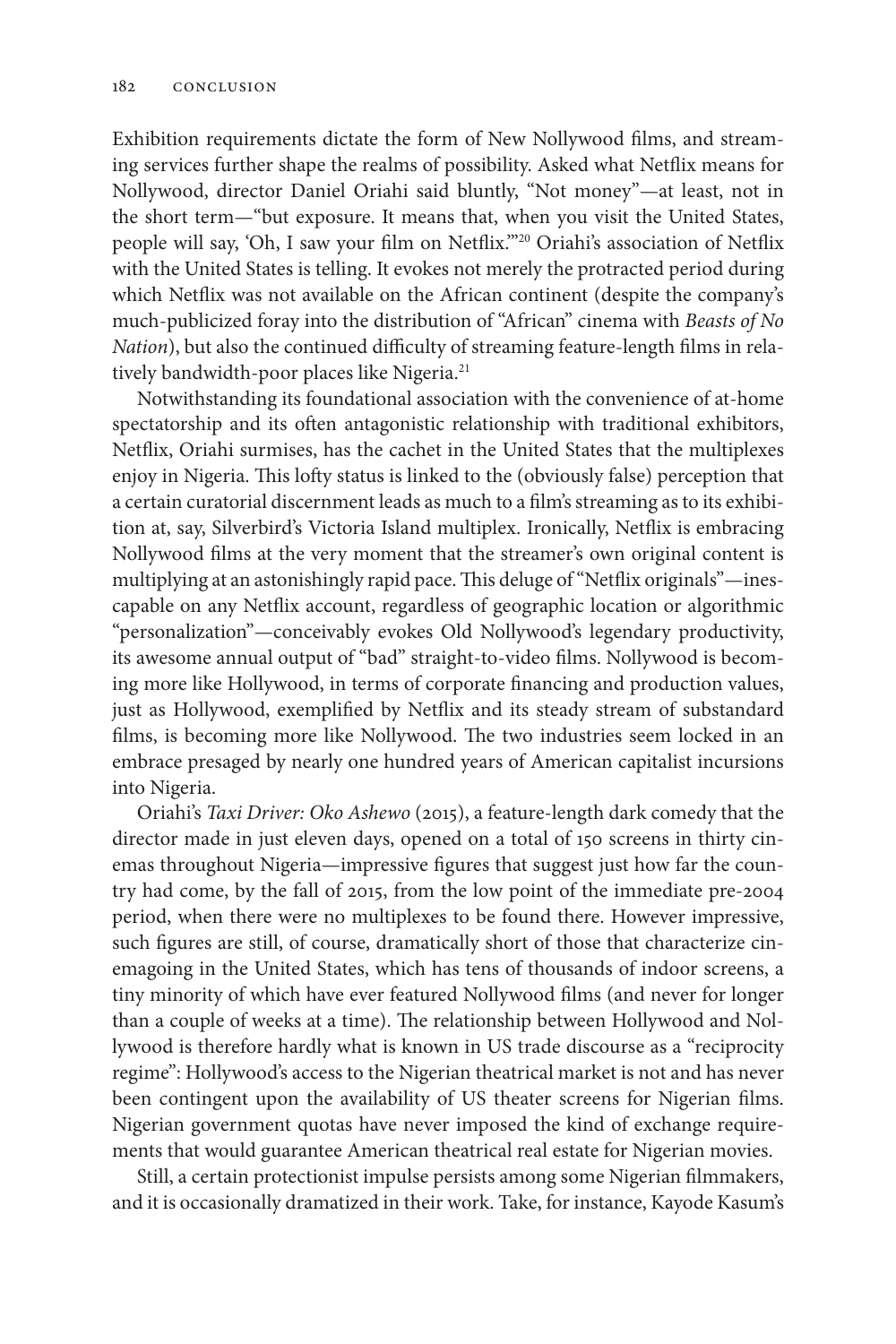Exhibition requirements dictate the form of New Nollywood films, and streaming services further shape the realms of possibility. Asked what Netflix means for Nollywood, director Daniel Oriahi said bluntly, "Not money"—at least, not in the short term—"but exposure. It means that, when you visit the United States, people will say, 'Oh, I saw your film on Netflix.'"[20] Oriahi's association of Netflix with the United States is telling. It evokes not merely the protracted period during which Netflix was not available on the African continent (despite the company's much-publicized foray into the distribution of "African" cinema with *Beasts of No Nation*), but also the continued difficulty of streaming feature-length films in relatively bandwidth-poor places like Nigeria.[21]

Notwithstanding its foundational association with the convenience of at-home spectatorship and its often antagonistic relationship with traditional exhibitors, Netflix, Oriahi surmises, has the cachet in the United States that the multiplexes enjoy in Nigeria. This lofty status is linked to the (obviously false) perception that a certain curatorial discernment leads as much to a film's streaming as to its exhibition at, say, Silverbird's Victoria Island multiplex. Ironically, Netflix is embracing Nollywood films at the very moment that the streamer's own original content is multiplying at an astonishingly rapid pace. This deluge of "Netflix originals"—inescapable on any Netflix account, regardless of geographic location or algorithmic "personalization"—conceivably evokes Old Nollywood's legendary productivity, its awesome annual output of "bad" straight-to-video films. Nollywood is becoming more like Hollywood, in terms of corporate financing and production values, just as Hollywood, exemplified by Netflix and its steady stream of substandard films, is becoming more like Nollywood. The two industries seem locked in an embrace presaged by nearly one hundred years of American capitalist incursions into Nigeria.

Oriahi's *Taxi Driver: Oko Ashewo* (2015), a feature-length dark comedy that the director made in just eleven days, opened on a total of 150 screens in thirty cinemas throughout Nigeria—impressive figures that suggest just how far the country had come, by the fall of 2015, from the low point of the immediate pre-2004 period, when there were no multiplexes to be found there. However impressive, such figures are still, of course, dramatically short of those that characterize cinemagoing in the United States, which has tens of thousands of indoor screens, a tiny minority of which have ever featured Nollywood films (and never for longer than a couple of weeks at a time). The relationship between Hollywood and Nollywood is therefore hardly what is known in US trade discourse as a "reciprocity regime": Hollywood's access to the Nigerian theatrical market is not and has never been contingent upon the availability of US theater screens for Nigerian films. Nigerian government quotas have never imposed the kind of exchange requirements that would guarantee American theatrical real estate for Nigerian movies.

Still, a certain protectionist impulse persists among some Nigerian filmmakers, and it is occasionally dramatized in their work. Take, for instance, Kayode Kasum's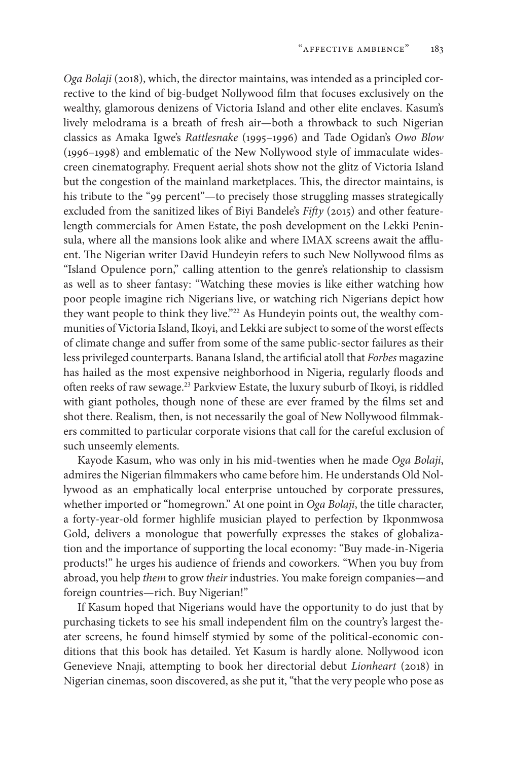*Oga Bolaji* (2018), which, the director maintains, was intended as a principled corrective to the kind of big-budget Nollywood film that focuses exclusively on the wealthy, glamorous denizens of Victoria Island and other elite enclaves. Kasum's lively melodrama is a breath of fresh air—both a throwback to such Nigerian classics as Amaka Igwe's *Rattlesnake* (1995–1996) and Tade Ogidan's *Owo Blow* (1996–1998) and emblematic of the New Nollywood style of immaculate widescreen cinematography. Frequent aerial shots show not the glitz of Victoria Island but the congestion of the mainland marketplaces. This, the director maintains, is his tribute to the "99 percent"—to precisely those struggling masses strategically excluded from the sanitized likes of Biyi Bandele's *Fifty* (2015) and other feature-length commercials for Amen Estate, the posh development on the Lekki Peninsula, where all the mansions look alike and where IMAX screens await the affluent. The Nigerian writer David Hundeyin refers to such New Nollywood films as "Island Opulence porn," calling attention to the genre's relationship to classism as well as to sheer fantasy: "Watching these movies is like either watching how poor people imagine rich Nigerians live, or watching rich Nigerians depict how they want people to think they live."[22] As Hundeyin points out, the wealthy communities of Victoria Island, Ikoyi, and Lekki are subject to some of the worst effects of climate change and suffer from some of the same public-sector failures as their less privileged counterparts. Banana Island, the artificial atoll that *Forbes* magazine has hailed as the most expensive neighborhood in Nigeria, regularly floods and often reeks of raw sewage.[23] Parkview Estate, the luxury suburb of Ikoyi, is riddled with giant potholes, though none of these are ever framed by the films set and shot there. Realism, then, is not necessarily the goal of New Nollywood filmmakers committed to particular corporate visions that call for the careful exclusion of such unseemly elements.

Kayode Kasum, who was only in his mid-twenties when he made *Oga Bolaji*, admires the Nigerian filmmakers who came before him. He understands Old Nollywood as an emphatically local enterprise untouched by corporate pressures, whether imported or "homegrown." At one point in *Oga Bolaji*, the title character, a forty-year-old former highlife musician played to perfection by Ikponmwosa Gold, delivers a monologue that powerfully expresses the stakes of globalization and the importance of supporting the local economy: "Buy made-in-Nigeria products!" he urges his audience of friends and coworkers. "When you buy from abroad, you help *them* to grow *their* industries. You make foreign companies—and foreign countries—rich. Buy Nigerian!"

If Kasum hoped that Nigerians would have the opportunity to do just that by purchasing tickets to see his small independent film on the country's largest theater screens, he found himself stymied by some of the political-economic conditions that this book has detailed. Yet Kasum is hardly alone. Nollywood icon Genevieve Nnaji, attempting to book her directorial debut *Lionheart* (2018) in Nigerian cinemas, soon discovered, as she put it, "that the very people who pose as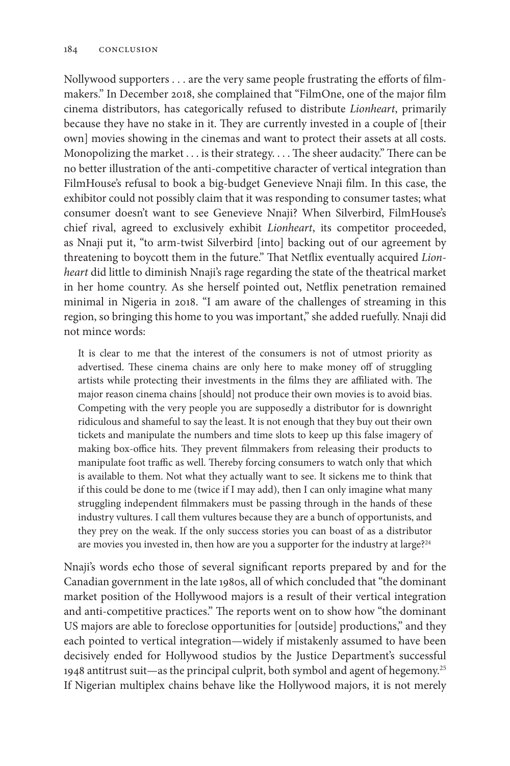Nollywood supporters . . . are the very same people frustrating the efforts of filmmakers." In December 2018, she complained that "FilmOne, one of the major film cinema distributors, has categorically refused to distribute *Lionheart*, primarily because they have no stake in it. They are currently invested in a couple of [their own] movies showing in the cinemas and want to protect their assets at all costs. Monopolizing the market . . . is their strategy. . . . The sheer audacity." There can be no better illustration of the anti-competitive character of vertical integration than FilmHouse's refusal to book a big-budget Genevieve Nnaji film. In this case, the exhibitor could not possibly claim that it was responding to consumer tastes; what consumer doesn't want to see Genevieve Nnaji? When Silverbird, FilmHouse's chief rival, agreed to exclusively exhibit *Lionheart*, its competitor proceeded, as Nnaji put it, "to arm-twist Silverbird [into] backing out of our agreement by threatening to boycott them in the future." That Netflix eventually acquired *Lionheart* did little to diminish Nnaji's rage regarding the state of the theatrical market in her home country. As she herself pointed out, Netflix penetration remained minimal in Nigeria in 2018. "I am aware of the challenges of streaming in this region, so bringing this home to you was important," she added ruefully. Nnaji did not mince words:

> It is clear to me that the interest of the consumers is not of utmost priority as advertised. These cinema chains are only here to make money off of struggling artists while protecting their investments in the films they are affiliated with. The major reason cinema chains [should] not produce their own movies is to avoid bias. Competing with the very people you are supposedly a distributor for is downright ridiculous and shameful to say the least. It is not enough that they buy out their own tickets and manipulate the numbers and time slots to keep up this false imagery of making box-office hits. They prevent filmmakers from releasing their products to manipulate foot traffic as well. Thereby forcing consumers to watch only that which is available to them. Not what they actually want to see. It sickens me to think that if this could be done to me (twice if I may add), then I can only imagine what many struggling independent filmmakers must be passing through in the hands of these industry vultures. I call them vultures because they are a bunch of opportunists, and they prey on the weak. If the only success stories you can boast of as a distributor are movies you invested in, then how are you a supporter for the industry at large?[24]

Nnaji's words echo those of several significant reports prepared by and for the Canadian government in the late 1980s, all of which concluded that "the dominant market position of the Hollywood majors is a result of their vertical integration and anti-competitive practices." The reports went on to show how "the dominant US majors are able to foreclose opportunities for [outside] productions," and they each pointed to vertical integration—widely if mistakenly assumed to have been decisively ended for Hollywood studios by the Justice Department's successful 1948 antitrust suit—as the principal culprit, both symbol and agent of hegemony.[25] If Nigerian multiplex chains behave like the Hollywood majors, it is not merely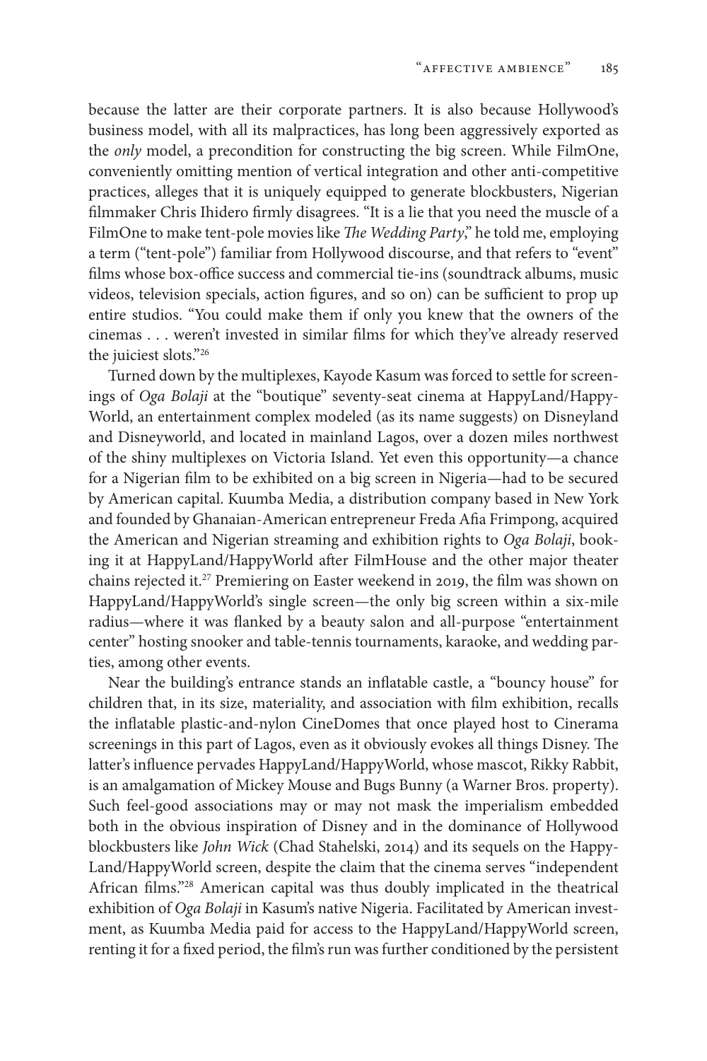because the latter are their corporate partners. It is also because Hollywood's business model, with all its malpractices, has long been aggressively exported as the *only* model, a precondition for constructing the big screen. While FilmOne, conveniently omitting mention of vertical integration and other anti-competitive practices, alleges that it is uniquely equipped to generate blockbusters, Nigerian filmmaker Chris Ihidero firmly disagrees. "It is a lie that you need the muscle of a FilmOne to make tent-pole movies like *The Wedding Party*," he told me, employing a term ("tent-pole") familiar from Hollywood discourse, and that refers to "event" films whose box-office success and commercial tie-ins (soundtrack albums, music videos, television specials, action figures, and so on) can be sufficient to prop up entire studios. "You could make them if only you knew that the owners of the cinemas . . . weren't invested in similar films for which they've already reserved the juiciest slots."[26]

Turned down by the multiplexes, Kayode Kasum was forced to settle for screenings of *Oga Bolaji* at the "boutique" seventy-seat cinema at HappyLand/HappyWorld, an entertainment complex modeled (as its name suggests) on Disneyland and Disneyworld, and located in mainland Lagos, over a dozen miles northwest of the shiny multiplexes on Victoria Island. Yet even this opportunity—a chance for a Nigerian film to be exhibited on a big screen in Nigeria—had to be secured by American capital. Kuumba Media, a distribution company based in New York and founded by Ghanaian-American entrepreneur Freda Afia Frimpong, acquired the American and Nigerian streaming and exhibition rights to *Oga Bolaji*, booking it at HappyLand/HappyWorld after FilmHouse and the other major theater chains rejected it.[27] Premiering on Easter weekend in 2019, the film was shown on HappyLand/HappyWorld's single screen—the only big screen within a six-mile radius—where it was flanked by a beauty salon and all-purpose "entertainment center" hosting snooker and table-tennis tournaments, karaoke, and wedding parties, among other events.

Near the building's entrance stands an inflatable castle, a "bouncy house" for children that, in its size, materiality, and association with film exhibition, recalls the inflatable plastic-and-nylon CineDomes that once played host to Cinerama screenings in this part of Lagos, even as it obviously evokes all things Disney. The latter's influence pervades HappyLand/HappyWorld, whose mascot, Rikky Rabbit, is an amalgamation of Mickey Mouse and Bugs Bunny (a Warner Bros. property). Such feel-good associations may or may not mask the imperialism embedded both in the obvious inspiration of Disney and in the dominance of Hollywood blockbusters like *John Wick* (Chad Stahelski, 2014) and its sequels on the HappyLand/HappyWorld screen, despite the claim that the cinema serves "independent African films."[28] American capital was thus doubly implicated in the theatrical exhibition of *Oga Bolaji* in Kasum's native Nigeria. Facilitated by American investment, as Kuumba Media paid for access to the HappyLand/HappyWorld screen, renting it for a fixed period, the film's run was further conditioned by the persistent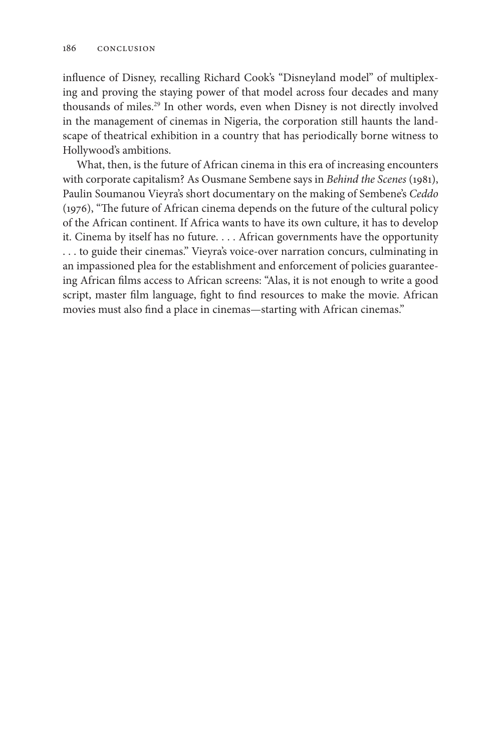influence of Disney, recalling Richard Cook's "Disneyland model" of multiplexing and proving the staying power of that model across four decades and many thousands of miles.[29] In other words, even when Disney is not directly involved in the management of cinemas in Nigeria, the corporation still haunts the landscape of theatrical exhibition in a country that has periodically borne witness to Hollywood's ambitions.

What, then, is the future of African cinema in this era of increasing encounters with corporate capitalism? As Ousmane Sembene says in *Behind the Scenes* (1981), Paulin Soumanou Vieyra's short documentary on the making of Sembene's *Ceddo* (1976), "The future of African cinema depends on the future of the cultural policy of the African continent. If Africa wants to have its own culture, it has to develop it. Cinema by itself has no future. . . . African governments have the opportunity . . . to guide their cinemas." Vieyra's voice-over narration concurs, culminating in an impassioned plea for the establishment and enforcement of policies guaranteeing African films access to African screens: "Alas, it is not enough to write a good script, master film language, fight to find resources to make the movie. African movies must also find a place in cinemas—starting with African cinemas."